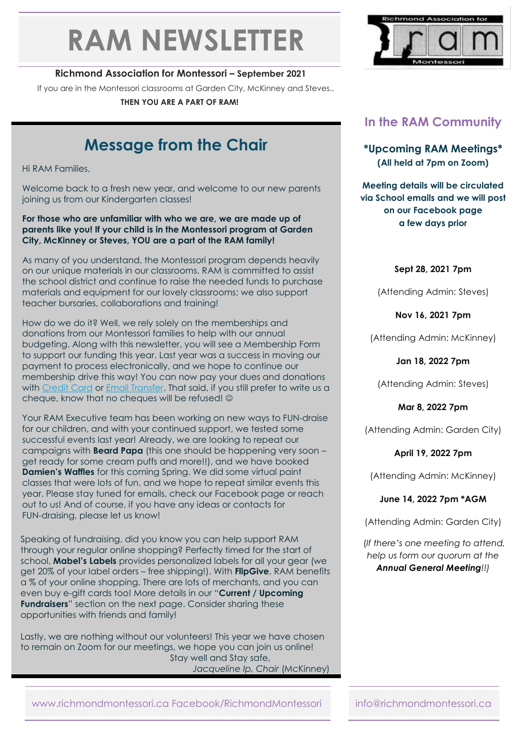# RAM NEWSLETTER

**Richmond Association for Montessori – September 2021**

If you are in the Montessori classrooms at Garden City, McKinney and Steves..

**THEN YOU ARE A PART OF RAM!**

## Message from the Chair

Hi RAM Families,

Welcome back to a fresh new year, and welcome to our new parents joining us from our Kindergarten classes!

**For those who are unfamiliar with who we are, we are made up of parents like you! If your child is in the Montessori program at Garden City, McKinney or Steves, YOU are a part of the RAM family!**

As many of you understand, the Montessori program depends heavily on our unique materials in our classrooms. RAM is committed to assist the school district and continue to raise the needed funds to purchase materials and equipment for our lovely classrooms; we also support teacher bursaries, collaborations and training!

How do we do it? Well, we rely solely on the memberships and donations from our Montessori families to help with our annual budgeting. Along with this newsletter, you will see a Membership Form to support our funding this year. Last year was a success in moving our payment to process electronically, and we hope to continue our membership drive this way! You can now pay your dues and donations with Credit Card or Email Transfer. That said, if you still prefer to write us a cheque, know that no cheques will be refused! ☺

Your RAM Executive team has been working on new ways to FUN-draise for our children, and with your continued support, we tested some successful events last year! Already, we are looking to repeat our campaigns with **Beard Papa** (this one should be happening very soon – get ready for some cream puffs and more!!), and we have booked **Damien's Waffles** for this coming Spring. We did some virtual paint classes that were lots of fun, and we hope to repeat similar events this year. Please stay tuned for emails, check our Facebook page or reach out to us! And of course, if you have any ideas or contacts for FUN-draising, please let us know!

Speaking of fundraising, did you know you can help support RAM through your regular online shopping? Perfectly timed for the start of school, **Mabel's Labels** provides personalized labels for all your gear (we get 20% of your label orders – free shipping!). With **FlipGive**, RAM benefits a % of your online shopping. There are lots of merchants, and you can even buy e-gift cards too! More details in our "**Current / Upcoming Fundraisers**" section on the next page. Consider sharing these opportunities with friends and family!

Lastly, we are nothing without our volunteers! This year we have chosen to remain on Zoom for our meetings, we hope you can join us online!

Stay well and Stay safe,

*Jacqueline Ip, Chair* (McKinney)

## In the RAM Community

### *Upcoming RAM Meetings*
**(All held at 7pm on Zoom)**

**Meeting details will be circulated via School emails and we will post on our Facebook page a few days prior**

**Sept 28, 2021 7pm**

(Attending Admin: Steves)

**Nov 16, 2021 7pm**

(Attending Admin: McKinney)

**Jan 18, 2022 7pm**

(Attending Admin: Steves)

**Mar 8, 2022 7pm**

(Attending Admin: Garden City)

**April 19, 2022 7pm**

(Attending Admin: McKinney)

**June 14, 2022 7pm *AGM**

(Attending Admin: Garden City)

(*If there's one meeting to attend, help us form our quorum at the* ***Annual General Meeting****!!*)

www.richmondmontessori.ca Facebook/RichmondMontessori

info@richmondmontessori.ca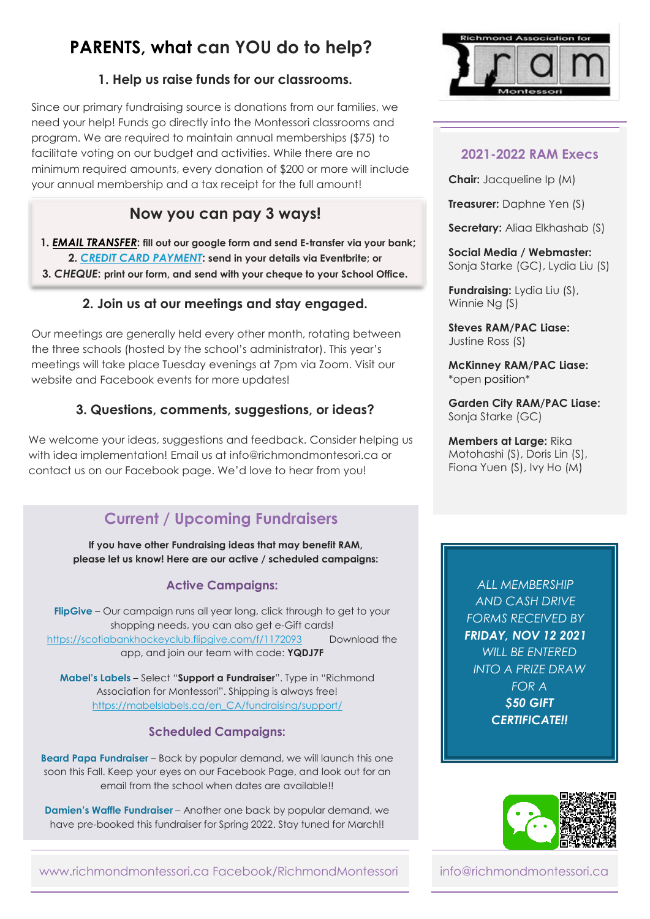# PARENTS, what can YOU do to help?

### 1. Help us raise funds for our classrooms.

Since our primary fundraising source is donations from our families, we need your help! Funds go directly into the Montessori classrooms and program. We are required to maintain annual memberships ($75) to facilitate voting on our budget and activities. While there are no minimum required amounts, every donation of $200 or more will include your annual membership and a tax receipt for the full amount!

## Now you can pay 3 ways!

1. ***EMAIL TRANSFER*: fill out our google form and send E-transfer via your bank;**
2. ***CREDIT CARD PAYMENT*: send in your details via Eventbrite; or**
3. ***CHEQUE*: print our form, and send with your cheque to your School Office.**

### 2. Join us at our meetings and stay engaged.

Our meetings are generally held every other month, rotating between the three schools (hosted by the school's administrator). This year's meetings will take place Tuesday evenings at 7pm via Zoom. Visit our website and Facebook events for more updates!

### 3. Questions, comments, suggestions, or ideas?

We welcome your ideas, suggestions and feedback. Consider helping us with idea implementation! Email us at info@richmondmontesori.ca or contact us on our Facebook page. We'd love to hear from you!

## Current / Upcoming Fundraisers

**If you have other Fundraising ideas that may benefit RAM, please let us know! Here are our active / scheduled campaigns:**

### Active Campaigns:

**FlipGive** – Our campaign runs all year long, click through to get to your shopping needs, you can also get e-Gift cards! https://scotiabankhockeyclub.flipgive.com/f/1172093 Download the app, and join our team with code: **YQDJ7F**

**Mabel's Labels** – Select "**Support a Fundraiser**". Type in "Richmond Association for Montessori". Shipping is always free! https://mabelslabels.ca/en_CA/fundraising/support/

### Scheduled Campaigns:

**Beard Papa Fundraiser** – Back by popular demand, we will launch this one soon this Fall. Keep your eyes on our Facebook Page, and look out for an email from the school when dates are available!!

**Damien's Waffle Fundraiser** – Another one back by popular demand, we have pre-booked this fundraiser for Spring 2022. Stay tuned for March!!

Richmond Association for ram Montessori

## 2021-2022 RAM Execs

**Chair:** Jacqueline Ip (M)

**Treasurer:** Daphne Yen (S)

**Secretary:** Aliaa Elkhashab (S)

**Social Media / Webmaster:** Sonja Starke (GC), Lydia Liu (S)

**Fundraising:** Lydia Liu (S), Winnie Ng (S)

**Steves RAM/PAC Liase:** Justine Ross (S)

**McKinney RAM/PAC Liase:** *open position*

**Garden City RAM/PAC Liase:** Sonja Starke (GC)

**Members at Large:** Rika Motohashi (S), Doris Lin (S), Fiona Yuen (S), Ivy Ho (M)

*ALL MEMBERSHIP AND CASH DRIVE FORMS RECEIVED BY **FRIDAY, NOV 12 2021** WILL BE ENTERED INTO A PRIZE DRAW FOR A **$50 GIFT CERTIFICATE!!***

www.richmondmontessori.ca Facebook/RichmondMontessori

info@richmondmontessori.ca